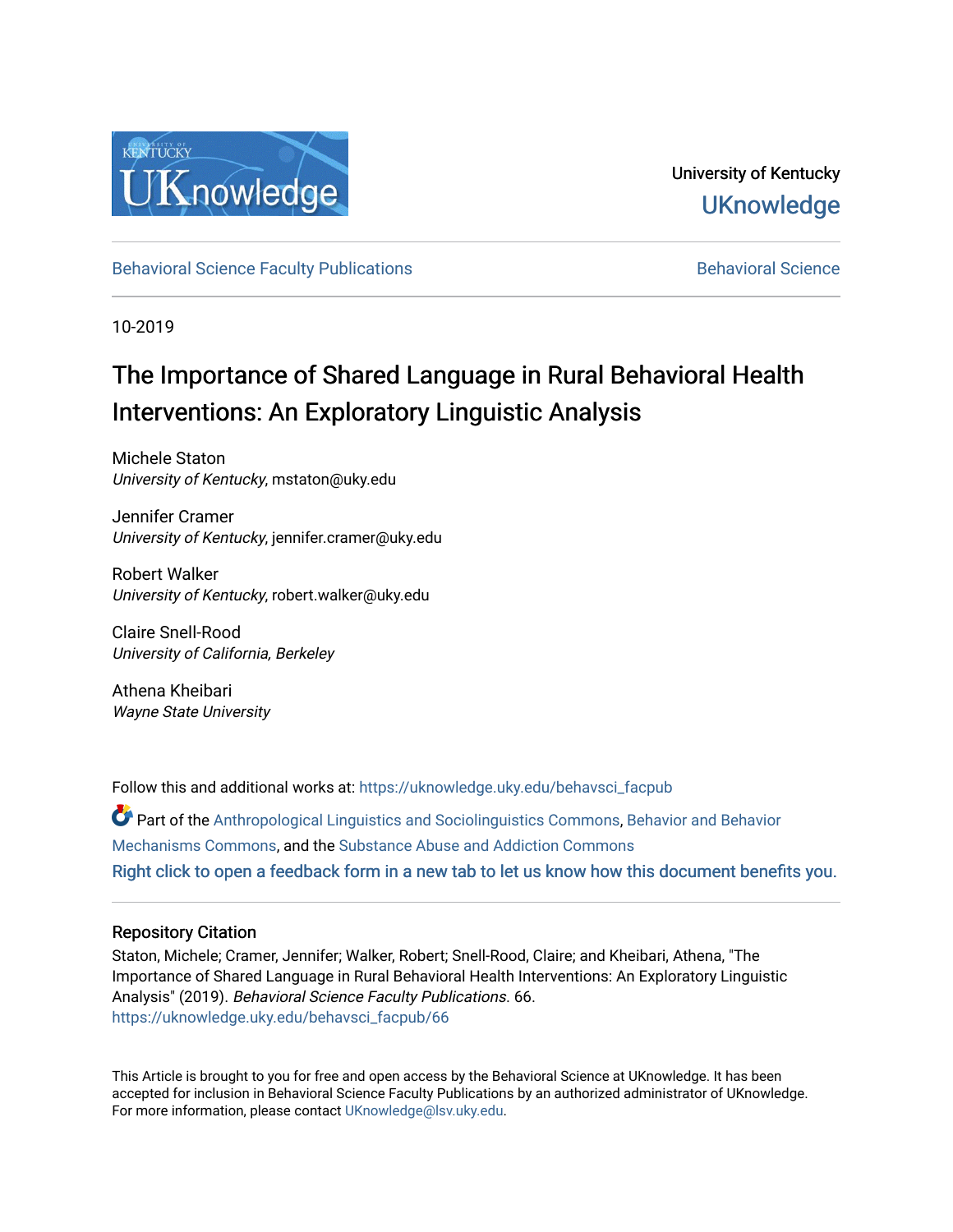University of Kentucky

UKnowledge

Behavioral Science Faculty Publications | Behavioral Science

10-2019

# The Importance of Shared Language in Rural Behavioral Health Interventions: An Exploratory Linguistic Analysis

Michele Staton
*University of Kentucky*, mstaton@uky.edu

Jennifer Cramer
*University of Kentucky*, jennifer.cramer@uky.edu

Robert Walker
*University of Kentucky*, robert.walker@uky.edu

Claire Snell-Rood
*University of California, Berkeley*

Athena Kheibari
*Wayne State University*

Follow this and additional works at: https://uknowledge.uky.edu/behavsci_facpub

Part of the Anthropological Linguistics and Sociolinguistics Commons, Behavior and Behavior Mechanisms Commons, and the Substance Abuse and Addiction Commons

Right click to open a feedback form in a new tab to let us know how this document benefits you.

## Repository Citation

Staton, Michele; Cramer, Jennifer; Walker, Robert; Snell-Rood, Claire; and Kheibari, Athena, "The Importance of Shared Language in Rural Behavioral Health Interventions: An Exploratory Linguistic Analysis" (2019). *Behavioral Science Faculty Publications*. 66.
https://uknowledge.uky.edu/behavsci_facpub/66

This Article is brought to you for free and open access by the Behavioral Science at UKnowledge. It has been accepted for inclusion in Behavioral Science Faculty Publications by an authorized administrator of UKnowledge. For more information, please contact UKnowledge@lsv.uky.edu.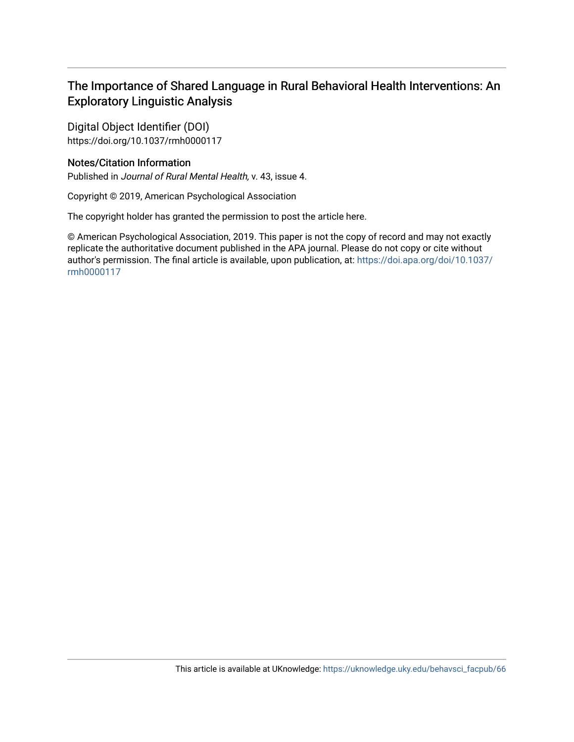# The Importance of Shared Language in Rural Behavioral Health Interventions: An Exploratory Linguistic Analysis

## Digital Object Identifier (DOI)

https://doi.org/10.1037/rmh0000117

### Notes/Citation Information

Published in *Journal of Rural Mental Health,* v. 43, issue 4.

Copyright © 2019, American Psychological Association

The copyright holder has granted the permission to post the article here.

© American Psychological Association, 2019. This paper is not the copy of record and may not exactly replicate the authoritative document published in the APA journal. Please do not copy or cite without author's permission. The final article is available, upon publication, at: https://doi.apa.org/doi/10.1037/rmh0000117

This article is available at UKnowledge: https://uknowledge.uky.edu/behavsci_facpub/66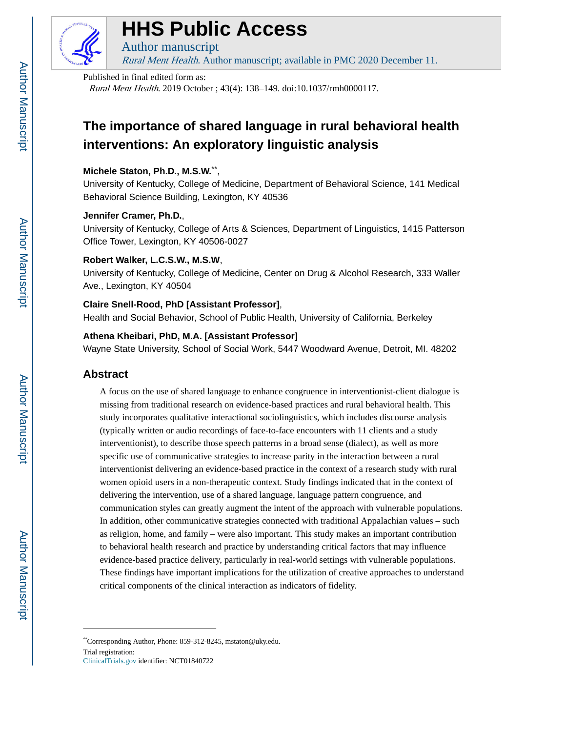# HHS Public Access

Author manuscript

*Rural Ment Health*. Author manuscript; available in PMC 2020 December 11.

Published in final edited form as:

*Rural Ment Health*. 2019 October ; 43(4): 138–149. doi:10.1037/rmh0000117.

# The importance of shared language in rural behavioral health interventions: An exploratory linguistic analysis

**Michele Staton, Ph.D., M.S.W.**[**],
University of Kentucky, College of Medicine, Department of Behavioral Science, 141 Medical Behavioral Science Building, Lexington, KY 40536

**Jennifer Cramer, Ph.D.**,
University of Kentucky, College of Arts & Sciences, Department of Linguistics, 1415 Patterson Office Tower, Lexington, KY 40506-0027

**Robert Walker, L.C.S.W., M.S.W**,
University of Kentucky, College of Medicine, Center on Drug & Alcohol Research, 333 Waller Ave., Lexington, KY 40504

**Claire Snell-Rood, PhD [Assistant Professor]**,
Health and Social Behavior, School of Public Health, University of California, Berkeley

**Athena Kheibari, PhD, M.A. [Assistant Professor]**
Wayne State University, School of Social Work, 5447 Woodward Avenue, Detroit, MI. 48202

## Abstract

A focus on the use of shared language to enhance congruence in interventionist-client dialogue is missing from traditional research on evidence-based practices and rural behavioral health. This study incorporates qualitative interactional sociolinguistics, which includes discourse analysis (typically written or audio recordings of face-to-face encounters with 11 clients and a study interventionist), to describe those speech patterns in a broad sense (dialect), as well as more specific use of communicative strategies to increase parity in the interaction between a rural interventionist delivering an evidence-based practice in the context of a research study with rural women opioid users in a non-therapeutic context. Study findings indicated that in the context of delivering the intervention, use of a shared language, language pattern congruence, and communication styles can greatly augment the intent of the approach with vulnerable populations. In addition, other communicative strategies connected with traditional Appalachian values – such as religion, home, and family – were also important. This study makes an important contribution to behavioral health research and practice by understanding critical factors that may influence evidence-based practice delivery, particularly in real-world settings with vulnerable populations. These findings have important implications for the utilization of creative approaches to understand critical components of the clinical interaction as indicators of fidelity.

---

[**]Corresponding Author, Phone: 859-312-8245, mstaton@uky.edu.

Trial registration:
ClinicalTrials.gov identifier: NCT01840722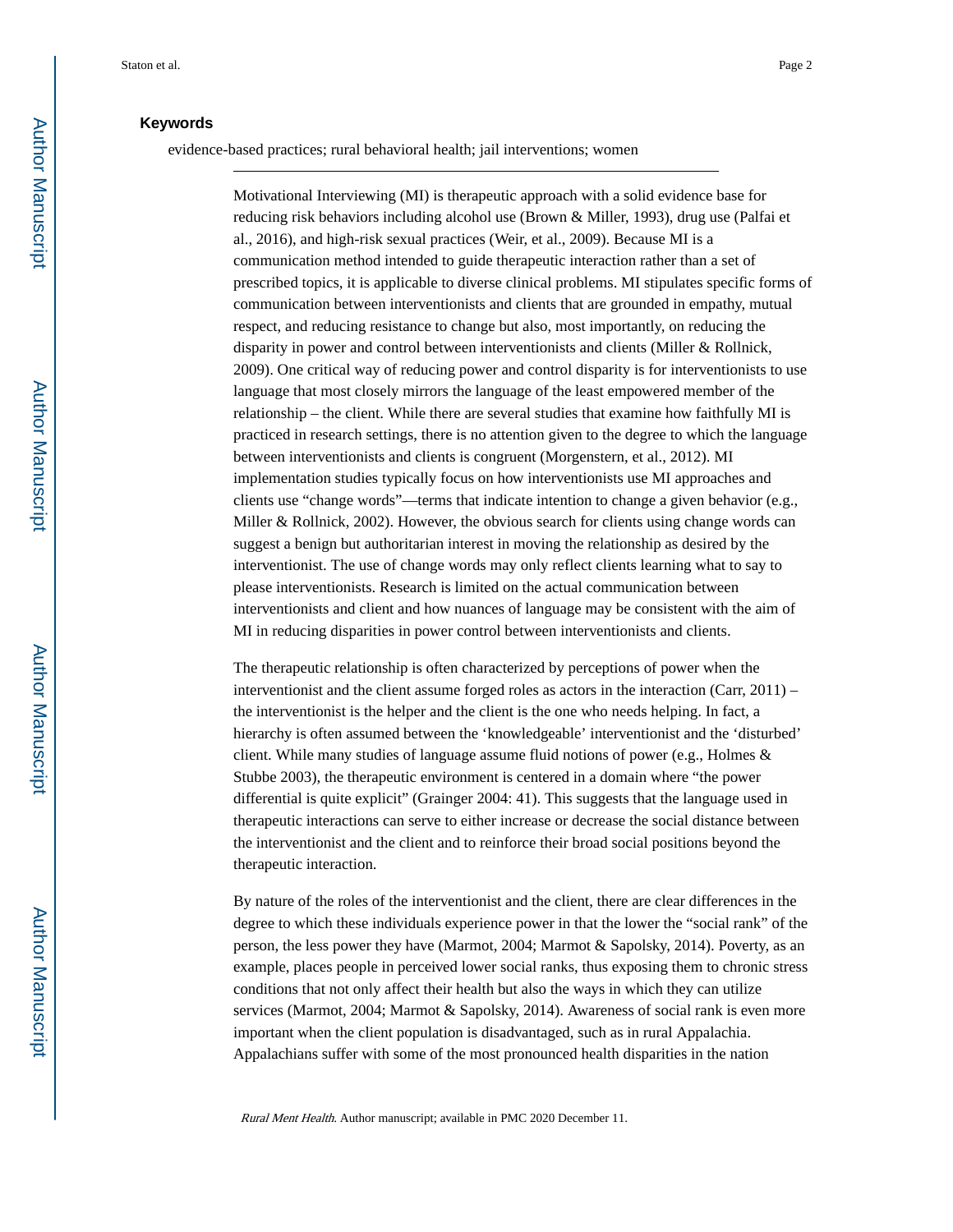### Keywords

evidence-based practices; rural behavioral health; jail interventions; women

---

Motivational Interviewing (MI) is therapeutic approach with a solid evidence base for reducing risk behaviors including alcohol use (Brown & Miller, 1993), drug use (Palfai et al., 2016), and high-risk sexual practices (Weir, et al., 2009). Because MI is a communication method intended to guide therapeutic interaction rather than a set of prescribed topics, it is applicable to diverse clinical problems. MI stipulates specific forms of communication between interventionists and clients that are grounded in empathy, mutual respect, and reducing resistance to change but also, most importantly, on reducing the disparity in power and control between interventionists and clients (Miller & Rollnick, 2009). One critical way of reducing power and control disparity is for interventionists to use language that most closely mirrors the language of the least empowered member of the relationship – the client. While there are several studies that examine how faithfully MI is practiced in research settings, there is no attention given to the degree to which the language between interventionists and clients is congruent (Morgenstern, et al., 2012). MI implementation studies typically focus on how interventionists use MI approaches and clients use "change words"—terms that indicate intention to change a given behavior (e.g., Miller & Rollnick, 2002). However, the obvious search for clients using change words can suggest a benign but authoritarian interest in moving the relationship as desired by the interventionist. The use of change words may only reflect clients learning what to say to please interventionists. Research is limited on the actual communication between interventionists and client and how nuances of language may be consistent with the aim of MI in reducing disparities in power control between interventionists and clients.

The therapeutic relationship is often characterized by perceptions of power when the interventionist and the client assume forged roles as actors in the interaction (Carr, 2011) – the interventionist is the helper and the client is the one who needs helping. In fact, a hierarchy is often assumed between the 'knowledgeable' interventionist and the 'disturbed' client. While many studies of language assume fluid notions of power (e.g., Holmes & Stubbe 2003), the therapeutic environment is centered in a domain where "the power differential is quite explicit" (Grainger 2004: 41). This suggests that the language used in therapeutic interactions can serve to either increase or decrease the social distance between the interventionist and the client and to reinforce their broad social positions beyond the therapeutic interaction.

By nature of the roles of the interventionist and the client, there are clear differences in the degree to which these individuals experience power in that the lower the "social rank" of the person, the less power they have (Marmot, 2004; Marmot & Sapolsky, 2014). Poverty, as an example, places people in perceived lower social ranks, thus exposing them to chronic stress conditions that not only affect their health but also the ways in which they can utilize services (Marmot, 2004; Marmot & Sapolsky, 2014). Awareness of social rank is even more important when the client population is disadvantaged, such as in rural Appalachia. Appalachians suffer with some of the most pronounced health disparities in the nation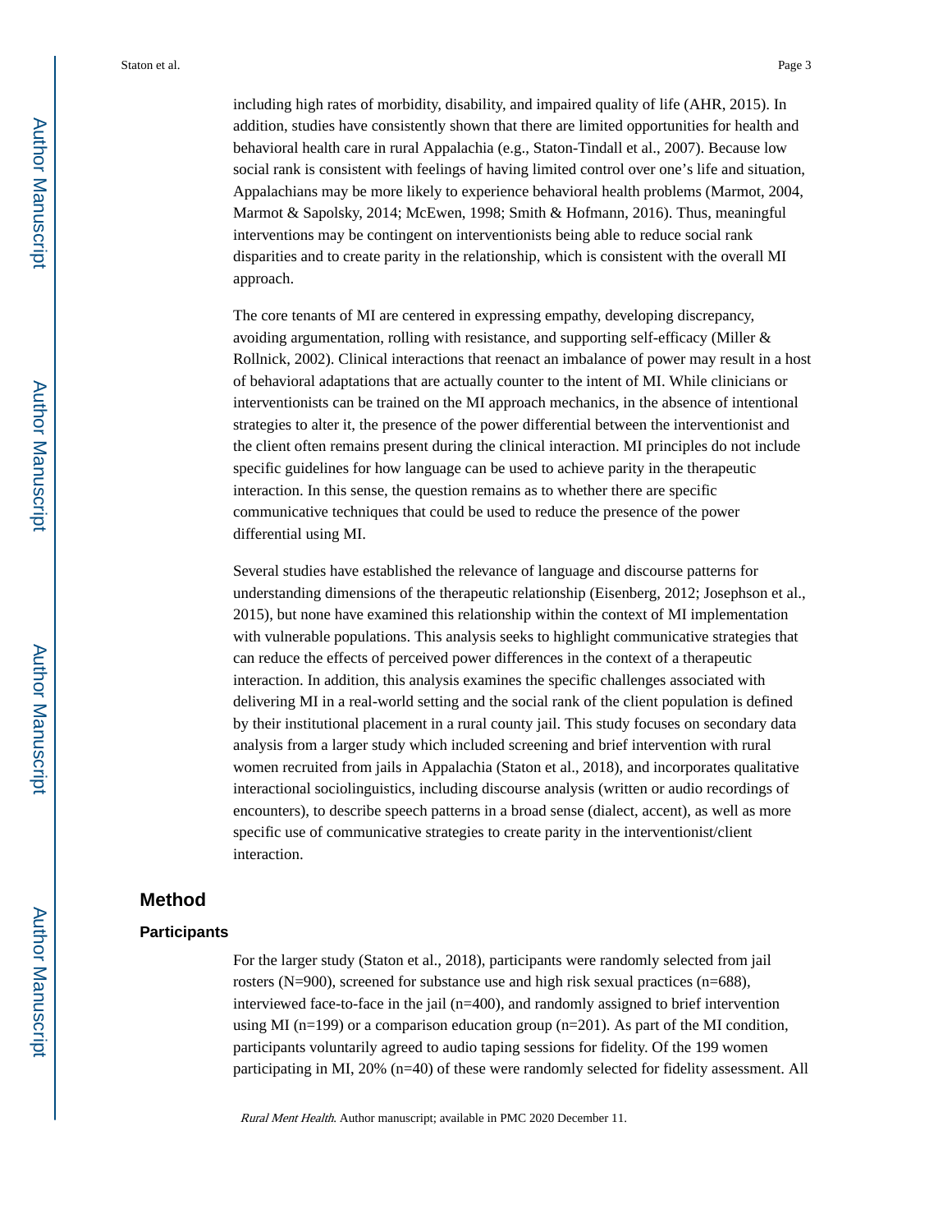including high rates of morbidity, disability, and impaired quality of life (AHR, 2015). In addition, studies have consistently shown that there are limited opportunities for health and behavioral health care in rural Appalachia (e.g., Staton-Tindall et al., 2007). Because low social rank is consistent with feelings of having limited control over one's life and situation, Appalachians may be more likely to experience behavioral health problems (Marmot, 2004, Marmot & Sapolsky, 2014; McEwen, 1998; Smith & Hofmann, 2016). Thus, meaningful interventions may be contingent on interventionists being able to reduce social rank disparities and to create parity in the relationship, which is consistent with the overall MI approach.

The core tenants of MI are centered in expressing empathy, developing discrepancy, avoiding argumentation, rolling with resistance, and supporting self-efficacy (Miller & Rollnick, 2002). Clinical interactions that reenact an imbalance of power may result in a host of behavioral adaptations that are actually counter to the intent of MI. While clinicians or interventionists can be trained on the MI approach mechanics, in the absence of intentional strategies to alter it, the presence of the power differential between the interventionist and the client often remains present during the clinical interaction. MI principles do not include specific guidelines for how language can be used to achieve parity in the therapeutic interaction. In this sense, the question remains as to whether there are specific communicative techniques that could be used to reduce the presence of the power differential using MI.

Several studies have established the relevance of language and discourse patterns for understanding dimensions of the therapeutic relationship (Eisenberg, 2012; Josephson et al., 2015), but none have examined this relationship within the context of MI implementation with vulnerable populations. This analysis seeks to highlight communicative strategies that can reduce the effects of perceived power differences in the context of a therapeutic interaction. In addition, this analysis examines the specific challenges associated with delivering MI in a real-world setting and the social rank of the client population is defined by their institutional placement in a rural county jail. This study focuses on secondary data analysis from a larger study which included screening and brief intervention with rural women recruited from jails in Appalachia (Staton et al., 2018), and incorporates qualitative interactional sociolinguistics, including discourse analysis (written or audio recordings of encounters), to describe speech patterns in a broad sense (dialect, accent), as well as more specific use of communicative strategies to create parity in the interventionist/client interaction.

## Method

### Participants

For the larger study (Staton et al., 2018), participants were randomly selected from jail rosters (N=900), screened for substance use and high risk sexual practices (n=688), interviewed face-to-face in the jail (n=400), and randomly assigned to brief intervention using MI (n=199) or a comparison education group (n=201). As part of the MI condition, participants voluntarily agreed to audio taping sessions for fidelity. Of the 199 women participating in MI, 20% (n=40) of these were randomly selected for fidelity assessment. All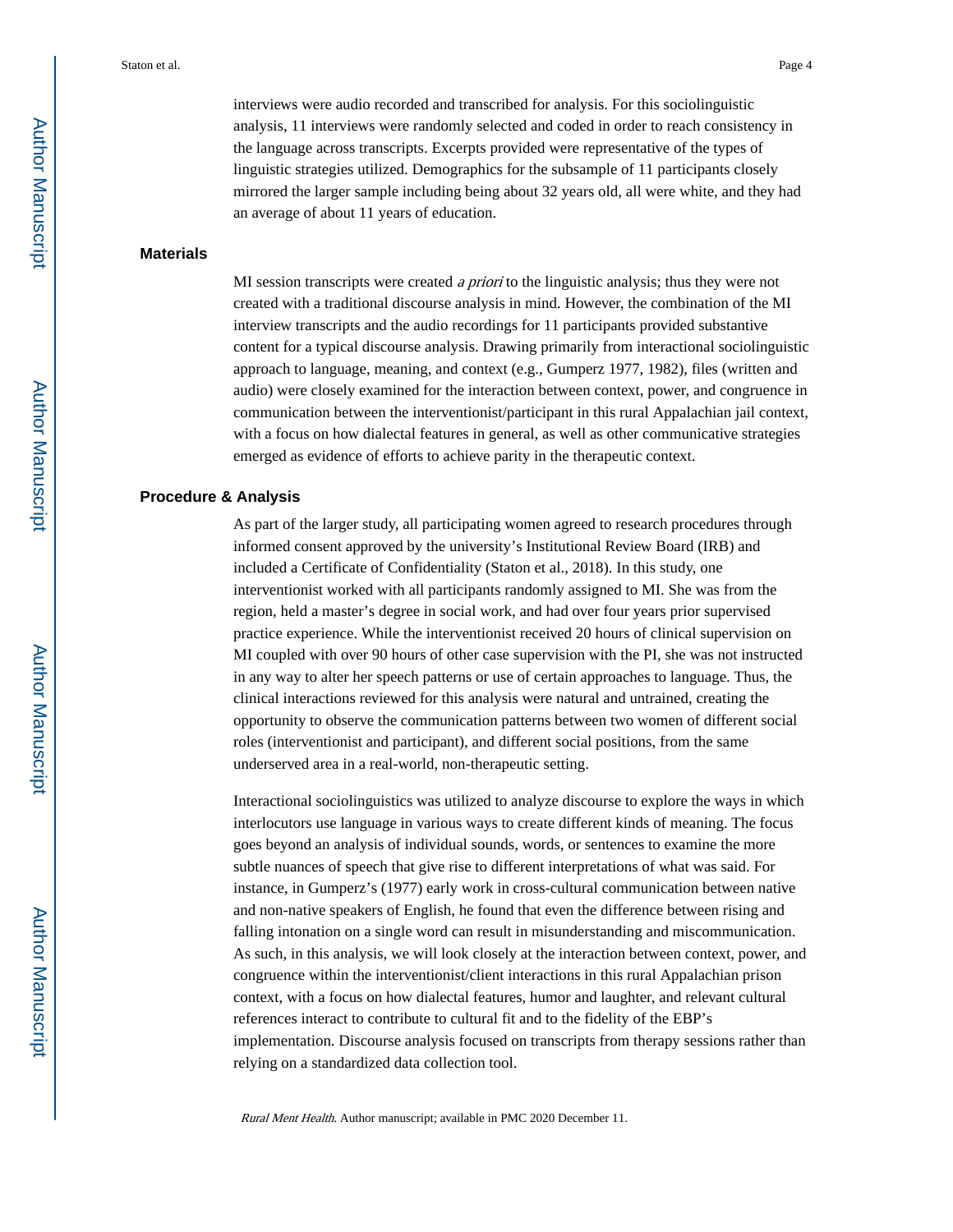interviews were audio recorded and transcribed for analysis. For this sociolinguistic analysis, 11 interviews were randomly selected and coded in order to reach consistency in the language across transcripts. Excerpts provided were representative of the types of linguistic strategies utilized. Demographics for the subsample of 11 participants closely mirrored the larger sample including being about 32 years old, all were white, and they had an average of about 11 years of education.

### Materials

MI session transcripts were created *a priori* to the linguistic analysis; thus they were not created with a traditional discourse analysis in mind. However, the combination of the MI interview transcripts and the audio recordings for 11 participants provided substantive content for a typical discourse analysis. Drawing primarily from interactional sociolinguistic approach to language, meaning, and context (e.g., Gumperz 1977, 1982), files (written and audio) were closely examined for the interaction between context, power, and congruence in communication between the interventionist/participant in this rural Appalachian jail context, with a focus on how dialectal features in general, as well as other communicative strategies emerged as evidence of efforts to achieve parity in the therapeutic context.

### Procedure & Analysis

As part of the larger study, all participating women agreed to research procedures through informed consent approved by the university's Institutional Review Board (IRB) and included a Certificate of Confidentiality (Staton et al., 2018). In this study, one interventionist worked with all participants randomly assigned to MI. She was from the region, held a master's degree in social work, and had over four years prior supervised practice experience. While the interventionist received 20 hours of clinical supervision on MI coupled with over 90 hours of other case supervision with the PI, she was not instructed in any way to alter her speech patterns or use of certain approaches to language. Thus, the clinical interactions reviewed for this analysis were natural and untrained, creating the opportunity to observe the communication patterns between two women of different social roles (interventionist and participant), and different social positions, from the same underserved area in a real-world, non-therapeutic setting.

Interactional sociolinguistics was utilized to analyze discourse to explore the ways in which interlocutors use language in various ways to create different kinds of meaning. The focus goes beyond an analysis of individual sounds, words, or sentences to examine the more subtle nuances of speech that give rise to different interpretations of what was said. For instance, in Gumperz's (1977) early work in cross-cultural communication between native and non-native speakers of English, he found that even the difference between rising and falling intonation on a single word can result in misunderstanding and miscommunication. As such, in this analysis, we will look closely at the interaction between context, power, and congruence within the interventionist/client interactions in this rural Appalachian prison context, with a focus on how dialectal features, humor and laughter, and relevant cultural references interact to contribute to cultural fit and to the fidelity of the EBP's implementation. Discourse analysis focused on transcripts from therapy sessions rather than relying on a standardized data collection tool.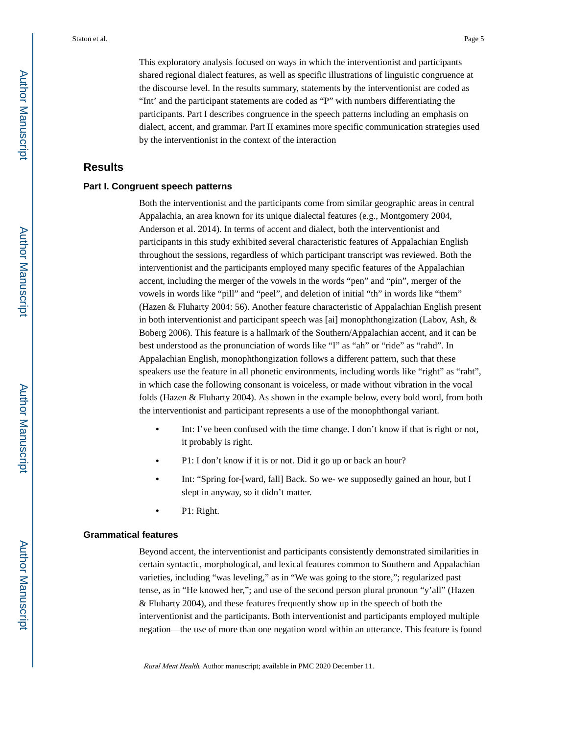This exploratory analysis focused on ways in which the interventionist and participants shared regional dialect features, as well as specific illustrations of linguistic congruence at the discourse level. In the results summary, statements by the interventionist are coded as "Int' and the participant statements are coded as "P" with numbers differentiating the participants. Part I describes congruence in the speech patterns including an emphasis on dialect, accent, and grammar. Part II examines more specific communication strategies used by the interventionist in the context of the interaction

## Results

### Part I. Congruent speech patterns

Both the interventionist and the participants come from similar geographic areas in central Appalachia, an area known for its unique dialectal features (e.g., Montgomery 2004, Anderson et al. 2014). In terms of accent and dialect, both the interventionist and participants in this study exhibited several characteristic features of Appalachian English throughout the sessions, regardless of which participant transcript was reviewed. Both the interventionist and the participants employed many specific features of the Appalachian accent, including the merger of the vowels in the words "pen" and "pin", merger of the vowels in words like "pill" and "peel", and deletion of initial "th" in words like "them" (Hazen & Fluharty 2004: 56). Another feature characteristic of Appalachian English present in both interventionist and participant speech was [ai] monophthongization (Labov, Ash, & Boberg 2006). This feature is a hallmark of the Southern/Appalachian accent, and it can be best understood as the pronunciation of words like "I" as "ah" or "ride" as "rahd". In Appalachian English, monophthongization follows a different pattern, such that these speakers use the feature in all phonetic environments, including words like "right" as "raht", in which case the following consonant is voiceless, or made without vibration in the vocal folds (Hazen & Fluharty 2004). As shown in the example below, every bold word, from both the interventionist and participant represents a use of the monophthongal variant.

- Int: I've been confused with the time change. I don't know if that is right or not, it probably is right.
- P1: I don't know if it is or not. Did it go up or back an hour?
- Int: "Spring for-[ward, fall] Back. So we- we supposedly gained an hour, but I slept in anyway, so it didn't matter.
- P1: Right.

### Grammatical features

Beyond accent, the interventionist and participants consistently demonstrated similarities in certain syntactic, morphological, and lexical features common to Southern and Appalachian varieties, including "was leveling," as in "We was going to the store,"; regularized past tense, as in "He knowed her,"; and use of the second person plural pronoun "y'all" (Hazen & Fluharty 2004), and these features frequently show up in the speech of both the interventionist and the participants. Both interventionist and participants employed multiple negation—the use of more than one negation word within an utterance. This feature is found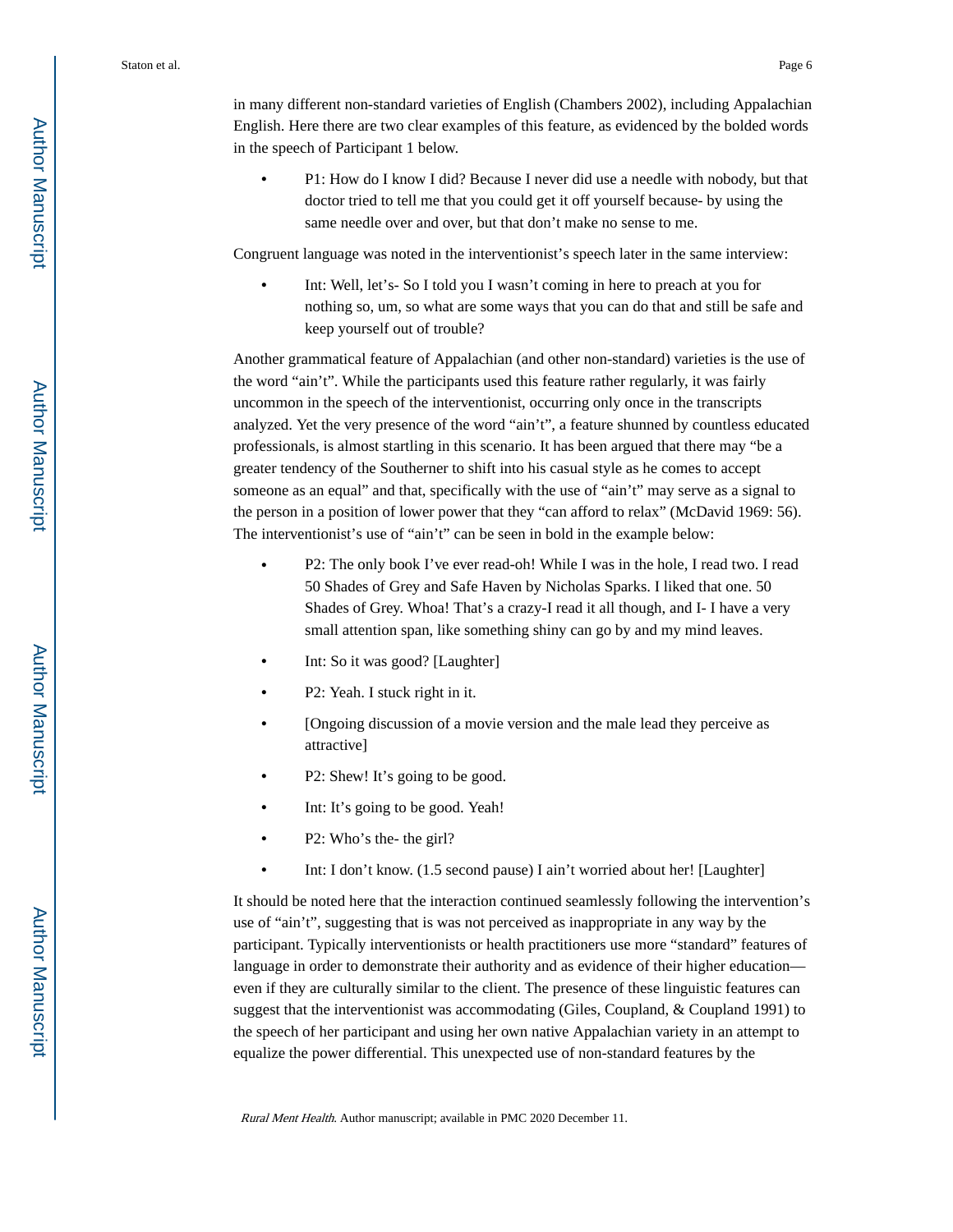in many different non-standard varieties of English (Chambers 2002), including Appalachian English. Here there are two clear examples of this feature, as evidenced by the bolded words in the speech of Participant 1 below.

- P1: How do I know I did? Because I never did use a needle with nobody, but that doctor tried to tell me that you could get it off yourself because- by using the same needle over and over, but that don't make no sense to me.

Congruent language was noted in the interventionist's speech later in the same interview:

- Int: Well, let's- So I told you I wasn't coming in here to preach at you for nothing so, um, so what are some ways that you can do that and still be safe and keep yourself out of trouble?

Another grammatical feature of Appalachian (and other non-standard) varieties is the use of the word "ain't". While the participants used this feature rather regularly, it was fairly uncommon in the speech of the interventionist, occurring only once in the transcripts analyzed. Yet the very presence of the word "ain't", a feature shunned by countless educated professionals, is almost startling in this scenario. It has been argued that there may "be a greater tendency of the Southerner to shift into his casual style as he comes to accept someone as an equal" and that, specifically with the use of "ain't" may serve as a signal to the person in a position of lower power that they "can afford to relax" (McDavid 1969: 56). The interventionist's use of "ain't" can be seen in bold in the example below:

- P2: The only book I've ever read-oh! While I was in the hole, I read two. I read 50 Shades of Grey and Safe Haven by Nicholas Sparks. I liked that one. 50 Shades of Grey. Whoa! That's a crazy-I read it all though, and I- I have a very small attention span, like something shiny can go by and my mind leaves.
- Int: So it was good? [Laughter]
- P2: Yeah. I stuck right in it.
- [Ongoing discussion of a movie version and the male lead they perceive as attractive]
- P2: Shew! It's going to be good.
- Int: It's going to be good. Yeah!
- P2: Who's the- the girl?
- Int: I don't know. (1.5 second pause) I ain't worried about her! [Laughter]

It should be noted here that the interaction continued seamlessly following the intervention's use of "ain't", suggesting that is was not perceived as inappropriate in any way by the participant. Typically interventionists or health practitioners use more "standard" features of language in order to demonstrate their authority and as evidence of their higher education—even if they are culturally similar to the client. The presence of these linguistic features can suggest that the interventionist was accommodating (Giles, Coupland, & Coupland 1991) to the speech of her participant and using her own native Appalachian variety in an attempt to equalize the power differential. This unexpected use of non-standard features by the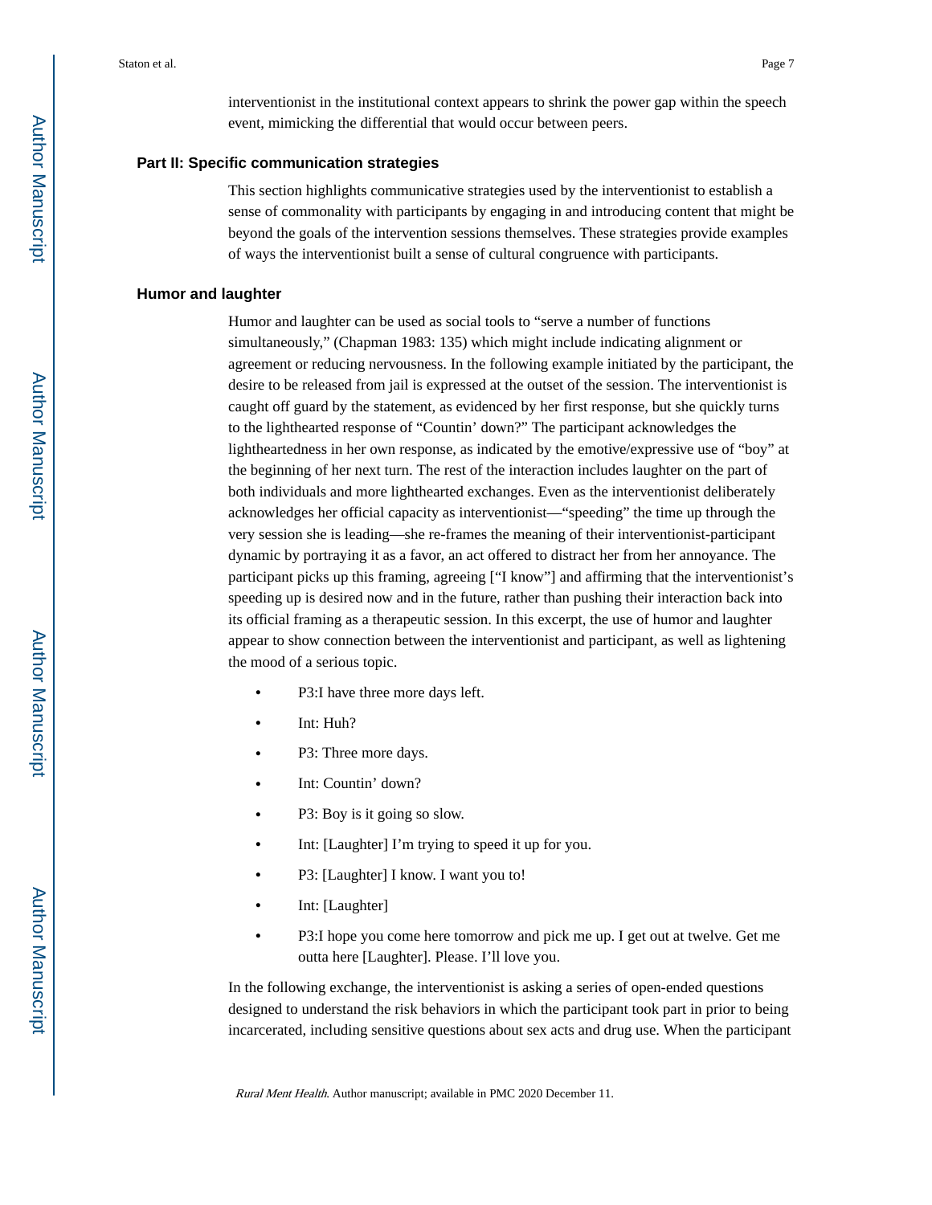interventionist in the institutional context appears to shrink the power gap within the speech event, mimicking the differential that would occur between peers.

## Part II: Specific communication strategies

This section highlights communicative strategies used by the interventionist to establish a sense of commonality with participants by engaging in and introducing content that might be beyond the goals of the intervention sessions themselves. These strategies provide examples of ways the interventionist built a sense of cultural congruence with participants.

### Humor and laughter

Humor and laughter can be used as social tools to "serve a number of functions simultaneously," (Chapman 1983: 135) which might include indicating alignment or agreement or reducing nervousness. In the following example initiated by the participant, the desire to be released from jail is expressed at the outset of the session. The interventionist is caught off guard by the statement, as evidenced by her first response, but she quickly turns to the lighthearted response of "Countin' down?" The participant acknowledges the lightheartedness in her own response, as indicated by the emotive/expressive use of "boy" at the beginning of her next turn. The rest of the interaction includes laughter on the part of both individuals and more lighthearted exchanges. Even as the interventionist deliberately acknowledges her official capacity as interventionist—"speeding" the time up through the very session she is leading—she re-frames the meaning of their interventionist-participant dynamic by portraying it as a favor, an act offered to distract her from her annoyance. The participant picks up this framing, agreeing ["I know"] and affirming that the interventionist's speeding up is desired now and in the future, rather than pushing their interaction back into its official framing as a therapeutic session. In this excerpt, the use of humor and laughter appear to show connection between the interventionist and participant, as well as lightening the mood of a serious topic.

- P3:I have three more days left.
- Int: Huh?
- P3: Three more days.
- Int: Countin' down?
- P3: Boy is it going so slow.
- Int: [Laughter] I'm trying to speed it up for you.
- P3: [Laughter] I know. I want you to!
- Int: [Laughter]
- P3:I hope you come here tomorrow and pick me up. I get out at twelve. Get me outta here [Laughter]. Please. I'll love you.

In the following exchange, the interventionist is asking a series of open-ended questions designed to understand the risk behaviors in which the participant took part in prior to being incarcerated, including sensitive questions about sex acts and drug use. When the participant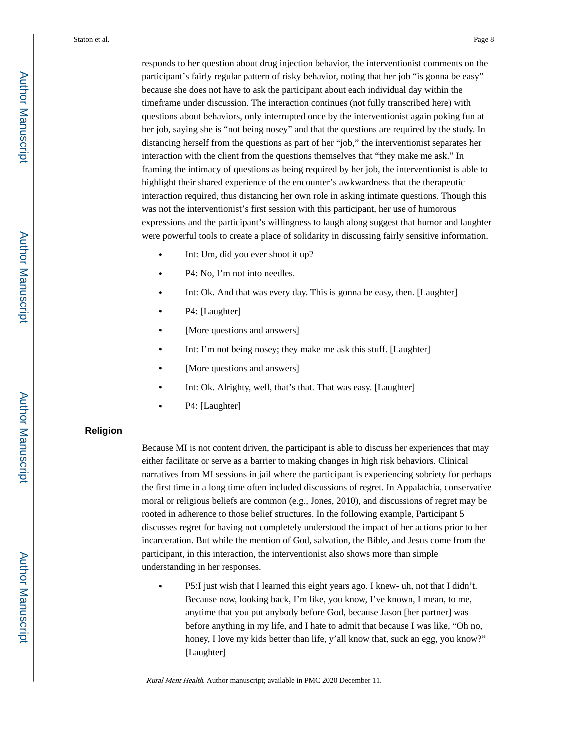responds to her question about drug injection behavior, the interventionist comments on the participant's fairly regular pattern of risky behavior, noting that her job "is gonna be easy" because she does not have to ask the participant about each individual day within the timeframe under discussion. The interaction continues (not fully transcribed here) with questions about behaviors, only interrupted once by the interventionist again poking fun at her job, saying she is "not being nosey" and that the questions are required by the study. In distancing herself from the questions as part of her "job," the interventionist separates her interaction with the client from the questions themselves that "they make me ask." In framing the intimacy of questions as being required by her job, the interventionist is able to highlight their shared experience of the encounter's awkwardness that the therapeutic interaction required, thus distancing her own role in asking intimate questions. Though this was not the interventionist's first session with this participant, her use of humorous expressions and the participant's willingness to laugh along suggest that humor and laughter were powerful tools to create a place of solidarity in discussing fairly sensitive information.

- Int: Um, did you ever shoot it up?
- P4: No, I'm not into needles.
- Int: Ok. And that was every day. This is gonna be easy, then. [Laughter]
- P4: [Laughter]
- [More questions and answers]
- Int: I'm not being nosey; they make me ask this stuff. [Laughter]
- [More questions and answers]
- Int: Ok. Alrighty, well, that's that. That was easy. [Laughter]
- P4: [Laughter]

## Religion

Because MI is not content driven, the participant is able to discuss her experiences that may either facilitate or serve as a barrier to making changes in high risk behaviors. Clinical narratives from MI sessions in jail where the participant is experiencing sobriety for perhaps the first time in a long time often included discussions of regret. In Appalachia, conservative moral or religious beliefs are common (e.g., Jones, 2010), and discussions of regret may be rooted in adherence to those belief structures. In the following example, Participant 5 discusses regret for having not completely understood the impact of her actions prior to her incarceration. But while the mention of God, salvation, the Bible, and Jesus come from the participant, in this interaction, the interventionist also shows more than simple understanding in her responses.

- P5:I just wish that I learned this eight years ago. I knew- uh, not that I didn't. Because now, looking back, I'm like, you know, I've known, I mean, to me, anytime that you put anybody before God, because Jason [her partner] was before anything in my life, and I hate to admit that because I was like, "Oh no, honey, I love my kids better than life, y'all know that, suck an egg, you know?" [Laughter]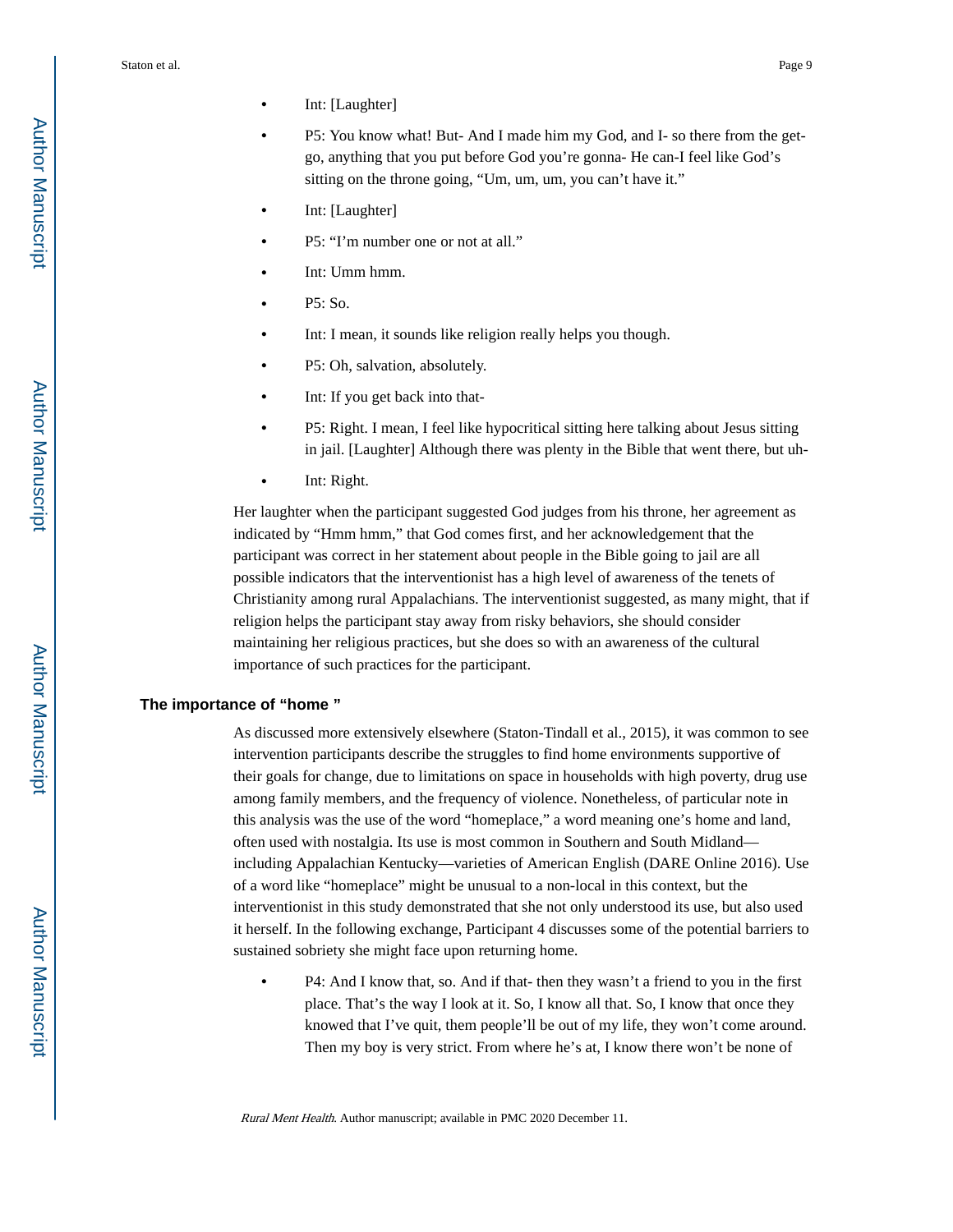- Int: [Laughter]
- P5: You know what! But- And I made him my God, and I- so there from the get-go, anything that you put before God you're gonna- He can-I feel like God's sitting on the throne going, "Um, um, um, you can't have it."
- Int: [Laughter]
- P5: "I'm number one or not at all."
- Int: Umm hmm.
- P5: So.
- Int: I mean, it sounds like religion really helps you though.
- P5: Oh, salvation, absolutely.
- Int: If you get back into that-
- P5: Right. I mean, I feel like hypocritical sitting here talking about Jesus sitting in jail. [Laughter] Although there was plenty in the Bible that went there, but uh-
- Int: Right.

Her laughter when the participant suggested God judges from his throne, her agreement as indicated by "Hmm hmm," that God comes first, and her acknowledgement that the participant was correct in her statement about people in the Bible going to jail are all possible indicators that the interventionist has a high level of awareness of the tenets of Christianity among rural Appalachians. The interventionist suggested, as many might, that if religion helps the participant stay away from risky behaviors, she should consider maintaining her religious practices, but she does so with an awareness of the cultural importance of such practices for the participant.

## The importance of "home "

As discussed more extensively elsewhere (Staton-Tindall et al., 2015), it was common to see intervention participants describe the struggles to find home environments supportive of their goals for change, due to limitations on space in households with high poverty, drug use among family members, and the frequency of violence. Nonetheless, of particular note in this analysis was the use of the word "homeplace," a word meaning one's home and land, often used with nostalgia. Its use is most common in Southern and South Midland—including Appalachian Kentucky—varieties of American English (DARE Online 2016). Use of a word like "homeplace" might be unusual to a non-local in this context, but the interventionist in this study demonstrated that she not only understood its use, but also used it herself. In the following exchange, Participant 4 discusses some of the potential barriers to sustained sobriety she might face upon returning home.

- P4: And I know that, so. And if that- then they wasn't a friend to you in the first place. That's the way I look at it. So, I know all that. So, I know that once they knowed that I've quit, them people'll be out of my life, they won't come around. Then my boy is very strict. From where he's at, I know there won't be none of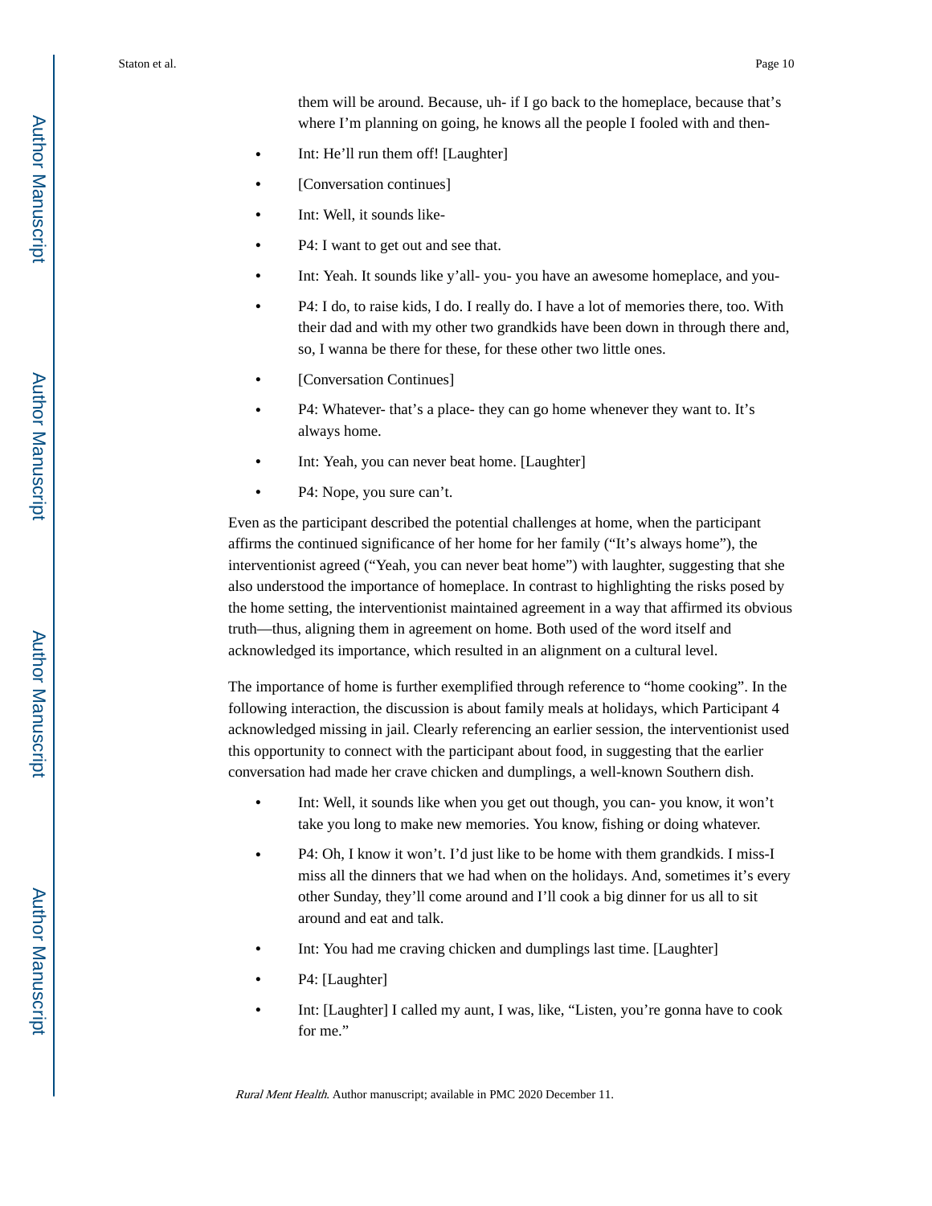them will be around. Because, uh- if I go back to the homeplace, because that's where I'm planning on going, he knows all the people I fooled with and then-

- Int: He'll run them off! [Laughter]
- [Conversation continues]
- Int: Well, it sounds like-
- P4: I want to get out and see that.
- Int: Yeah. It sounds like y'all- you- you have an awesome homeplace, and you-
- P4: I do, to raise kids, I do. I really do. I have a lot of memories there, too. With their dad and with my other two grandkids have been down in through there and, so, I wanna be there for these, for these other two little ones.
- [Conversation Continues]
- P4: Whatever- that's a place- they can go home whenever they want to. It's always home.
- Int: Yeah, you can never beat home. [Laughter]
- P4: Nope, you sure can't.

Even as the participant described the potential challenges at home, when the participant affirms the continued significance of her home for her family ("It's always home"), the interventionist agreed ("Yeah, you can never beat home") with laughter, suggesting that she also understood the importance of homeplace. In contrast to highlighting the risks posed by the home setting, the interventionist maintained agreement in a way that affirmed its obvious truth—thus, aligning them in agreement on home. Both used of the word itself and acknowledged its importance, which resulted in an alignment on a cultural level.

The importance of home is further exemplified through reference to "home cooking". In the following interaction, the discussion is about family meals at holidays, which Participant 4 acknowledged missing in jail. Clearly referencing an earlier session, the interventionist used this opportunity to connect with the participant about food, in suggesting that the earlier conversation had made her crave chicken and dumplings, a well-known Southern dish.

- Int: Well, it sounds like when you get out though, you can- you know, it won't take you long to make new memories. You know, fishing or doing whatever.
- P4: Oh, I know it won't. I'd just like to be home with them grandkids. I miss-I miss all the dinners that we had when on the holidays. And, sometimes it's every other Sunday, they'll come around and I'll cook a big dinner for us all to sit around and eat and talk.
- Int: You had me craving chicken and dumplings last time. [Laughter]
- P4: [Laughter]
- Int: [Laughter] I called my aunt, I was, like, "Listen, you're gonna have to cook for me."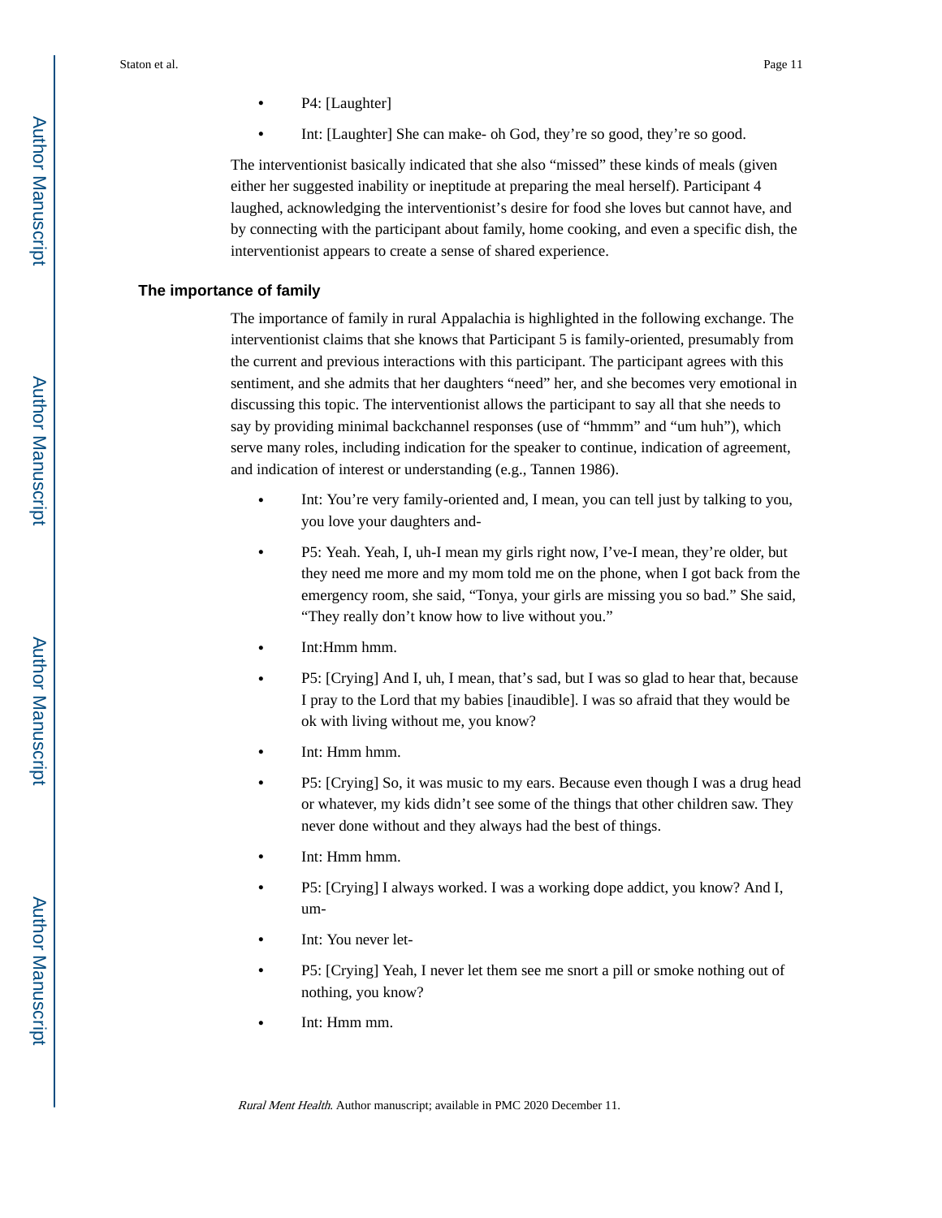- P4: [Laughter]
- Int: [Laughter] She can make- oh God, they're so good, they're so good.

The interventionist basically indicated that she also "missed" these kinds of meals (given either her suggested inability or ineptitude at preparing the meal herself). Participant 4 laughed, acknowledging the interventionist's desire for food she loves but cannot have, and by connecting with the participant about family, home cooking, and even a specific dish, the interventionist appears to create a sense of shared experience.

## The importance of family

The importance of family in rural Appalachia is highlighted in the following exchange. The interventionist claims that she knows that Participant 5 is family-oriented, presumably from the current and previous interactions with this participant. The participant agrees with this sentiment, and she admits that her daughters "need" her, and she becomes very emotional in discussing this topic. The interventionist allows the participant to say all that she needs to say by providing minimal backchannel responses (use of "hmmm" and "um huh"), which serve many roles, including indication for the speaker to continue, indication of agreement, and indication of interest or understanding (e.g., Tannen 1986).

- Int: You're very family-oriented and, I mean, you can tell just by talking to you, you love your daughters and-
- P5: Yeah. Yeah, I, uh-I mean my girls right now, I've-I mean, they're older, but they need me more and my mom told me on the phone, when I got back from the emergency room, she said, "Tonya, your girls are missing you so bad." She said, "They really don't know how to live without you."
- Int:Hmm hmm.
- P5: [Crying] And I, uh, I mean, that's sad, but I was so glad to hear that, because I pray to the Lord that my babies [inaudible]. I was so afraid that they would be ok with living without me, you know?
- Int: Hmm hmm.
- P5: [Crying] So, it was music to my ears. Because even though I was a drug head or whatever, my kids didn't see some of the things that other children saw. They never done without and they always had the best of things.
- Int: Hmm hmm.
- P5: [Crying] I always worked. I was a working dope addict, you know? And I, um-
- Int: You never let-
- P5: [Crying] Yeah, I never let them see me snort a pill or smoke nothing out of nothing, you know?
- Int: Hmm mm.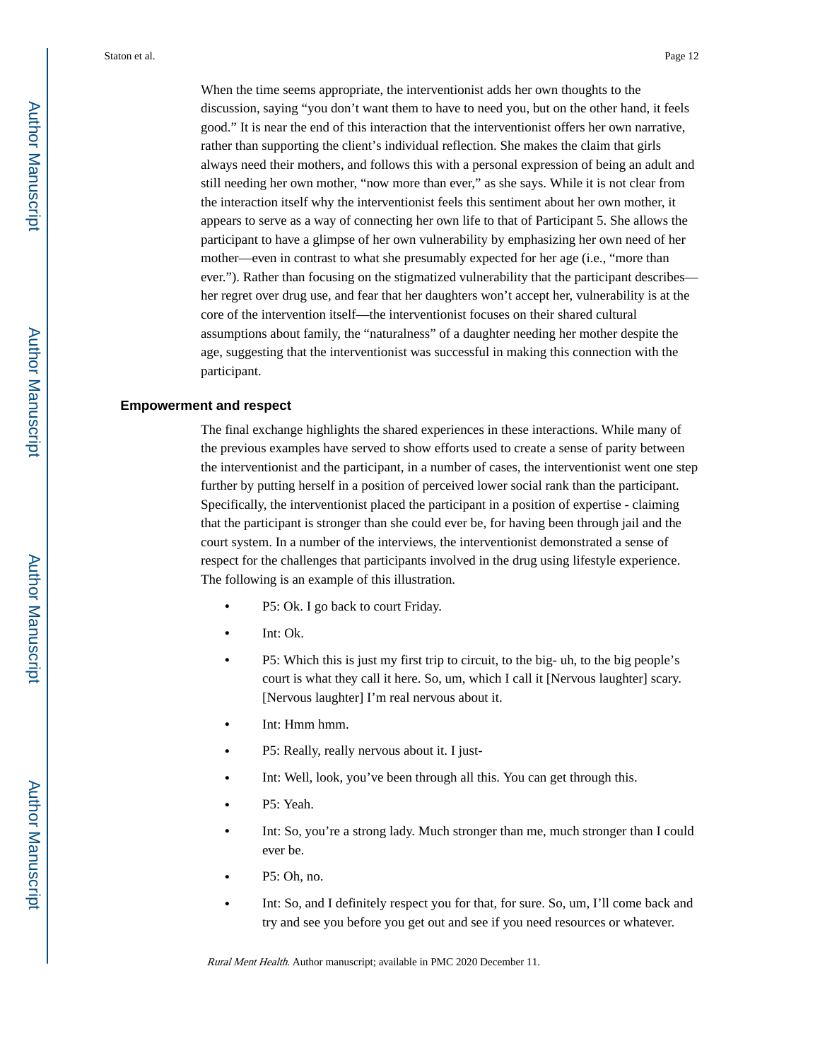When the time seems appropriate, the interventionist adds her own thoughts to the discussion, saying "you don't want them to have to need you, but on the other hand, it feels good." It is near the end of this interaction that the interventionist offers her own narrative, rather than supporting the client's individual reflection. She makes the claim that girls always need their mothers, and follows this with a personal expression of being an adult and still needing her own mother, "now more than ever," as she says. While it is not clear from the interaction itself why the interventionist feels this sentiment about her own mother, it appears to serve as a way of connecting her own life to that of Participant 5. She allows the participant to have a glimpse of her own vulnerability by emphasizing her own need of her mother—even in contrast to what she presumably expected for her age (i.e., "more than ever."). Rather than focusing on the stigmatized vulnerability that the participant describes—her regret over drug use, and fear that her daughters won't accept her, vulnerability is at the core of the intervention itself—the interventionist focuses on their shared cultural assumptions about family, the "naturalness" of a daughter needing her mother despite the age, suggesting that the interventionist was successful in making this connection with the participant.

### Empowerment and respect

The final exchange highlights the shared experiences in these interactions. While many of the previous examples have served to show efforts used to create a sense of parity between the interventionist and the participant, in a number of cases, the interventionist went one step further by putting herself in a position of perceived lower social rank than the participant. Specifically, the interventionist placed the participant in a position of expertise - claiming that the participant is stronger than she could ever be, for having been through jail and the court system. In a number of the interviews, the interventionist demonstrated a sense of respect for the challenges that participants involved in the drug using lifestyle experience. The following is an example of this illustration.

- P5: Ok. I go back to court Friday.
- Int: Ok.
- P5: Which this is just my first trip to circuit, to the big- uh, to the big people's court is what they call it here. So, um, which I call it [Nervous laughter] scary. [Nervous laughter] I'm real nervous about it.
- Int: Hmm hmm.
- P5: Really, really nervous about it. I just-
- Int: Well, look, you've been through all this. You can get through this.
- P5: Yeah.
- Int: So, you're a strong lady. Much stronger than me, much stronger than I could ever be.
- P5: Oh, no.
- Int: So, and I definitely respect you for that, for sure. So, um, I'll come back and try and see you before you get out and see if you need resources or whatever.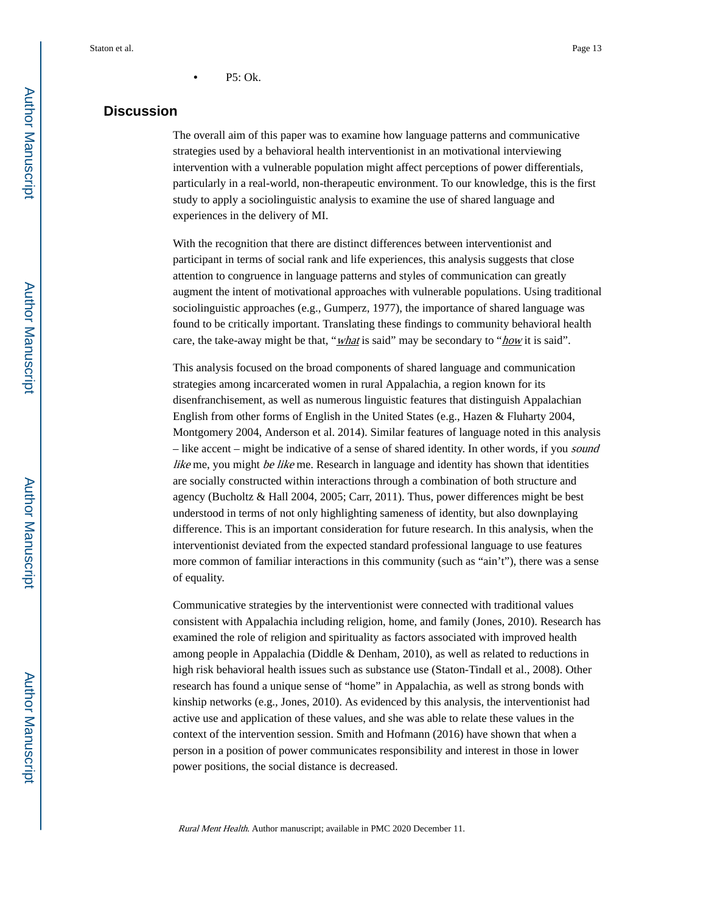- P5: Ok.

## Discussion

The overall aim of this paper was to examine how language patterns and communicative strategies used by a behavioral health interventionist in an motivational interviewing intervention with a vulnerable population might affect perceptions of power differentials, particularly in a real-world, non-therapeutic environment. To our knowledge, this is the first study to apply a sociolinguistic analysis to examine the use of shared language and experiences in the delivery of MI.

With the recognition that there are distinct differences between interventionist and participant in terms of social rank and life experiences, this analysis suggests that close attention to congruence in language patterns and styles of communication can greatly augment the intent of motivational approaches with vulnerable populations. Using traditional sociolinguistic approaches (e.g., Gumperz, 1977), the importance of shared language was found to be critically important. Translating these findings to community behavioral health care, the take-away might be that, "*what* is said" may be secondary to "*how* it is said".

This analysis focused on the broad components of shared language and communication strategies among incarcerated women in rural Appalachia, a region known for its disenfranchisement, as well as numerous linguistic features that distinguish Appalachian English from other forms of English in the United States (e.g., Hazen & Fluharty 2004, Montgomery 2004, Anderson et al. 2014). Similar features of language noted in this analysis – like accent – might be indicative of a sense of shared identity. In other words, if you *sound like* me, you might *be like* me. Research in language and identity has shown that identities are socially constructed within interactions through a combination of both structure and agency (Bucholtz & Hall 2004, 2005; Carr, 2011). Thus, power differences might be best understood in terms of not only highlighting sameness of identity, but also downplaying difference. This is an important consideration for future research. In this analysis, when the interventionist deviated from the expected standard professional language to use features more common of familiar interactions in this community (such as "ain't"), there was a sense of equality.

Communicative strategies by the interventionist were connected with traditional values consistent with Appalachia including religion, home, and family (Jones, 2010). Research has examined the role of religion and spirituality as factors associated with improved health among people in Appalachia (Diddle & Denham, 2010), as well as related to reductions in high risk behavioral health issues such as substance use (Staton-Tindall et al., 2008). Other research has found a unique sense of "home" in Appalachia, as well as strong bonds with kinship networks (e.g., Jones, 2010). As evidenced by this analysis, the interventionist had active use and application of these values, and she was able to relate these values in the context of the intervention session. Smith and Hofmann (2016) have shown that when a person in a position of power communicates responsibility and interest in those in lower power positions, the social distance is decreased.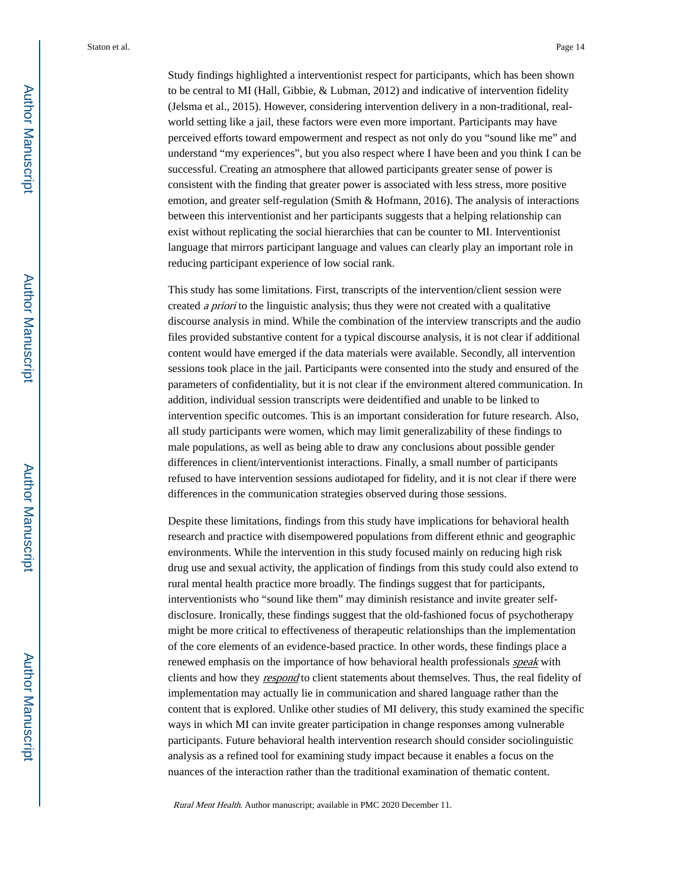Study findings highlighted a interventionist respect for participants, which has been shown to be central to MI (Hall, Gibbie, & Lubman, 2012) and indicative of intervention fidelity (Jelsma et al., 2015). However, considering intervention delivery in a non-traditional, real-world setting like a jail, these factors were even more important. Participants may have perceived efforts toward empowerment and respect as not only do you "sound like me" and understand "my experiences", but you also respect where I have been and you think I can be successful. Creating an atmosphere that allowed participants greater sense of power is consistent with the finding that greater power is associated with less stress, more positive emotion, and greater self-regulation (Smith & Hofmann, 2016). The analysis of interactions between this interventionist and her participants suggests that a helping relationship can exist without replicating the social hierarchies that can be counter to MI. Interventionist language that mirrors participant language and values can clearly play an important role in reducing participant experience of low social rank.

This study has some limitations. First, transcripts of the intervention/client session were created *a priori* to the linguistic analysis; thus they were not created with a qualitative discourse analysis in mind. While the combination of the interview transcripts and the audio files provided substantive content for a typical discourse analysis, it is not clear if additional content would have emerged if the data materials were available. Secondly, all intervention sessions took place in the jail. Participants were consented into the study and ensured of the parameters of confidentiality, but it is not clear if the environment altered communication. In addition, individual session transcripts were deidentified and unable to be linked to intervention specific outcomes. This is an important consideration for future research. Also, all study participants were women, which may limit generalizability of these findings to male populations, as well as being able to draw any conclusions about possible gender differences in client/interventionist interactions. Finally, a small number of participants refused to have intervention sessions audiotaped for fidelity, and it is not clear if there were differences in the communication strategies observed during those sessions.

Despite these limitations, findings from this study have implications for behavioral health research and practice with disempowered populations from different ethnic and geographic environments. While the intervention in this study focused mainly on reducing high risk drug use and sexual activity, the application of findings from this study could also extend to rural mental health practice more broadly. The findings suggest that for participants, interventionists who "sound like them" may diminish resistance and invite greater self-disclosure. Ironically, these findings suggest that the old-fashioned focus of psychotherapy might be more critical to effectiveness of therapeutic relationships than the implementation of the core elements of an evidence-based practice. In other words, these findings place a renewed emphasis on the importance of how behavioral health professionals ***speak*** with clients and how they ***respond*** to client statements about themselves. Thus, the real fidelity of implementation may actually lie in communication and shared language rather than the content that is explored. Unlike other studies of MI delivery, this study examined the specific ways in which MI can invite greater participation in change responses among vulnerable participants. Future behavioral health intervention research should consider sociolinguistic analysis as a refined tool for examining study impact because it enables a focus on the nuances of the interaction rather than the traditional examination of thematic content.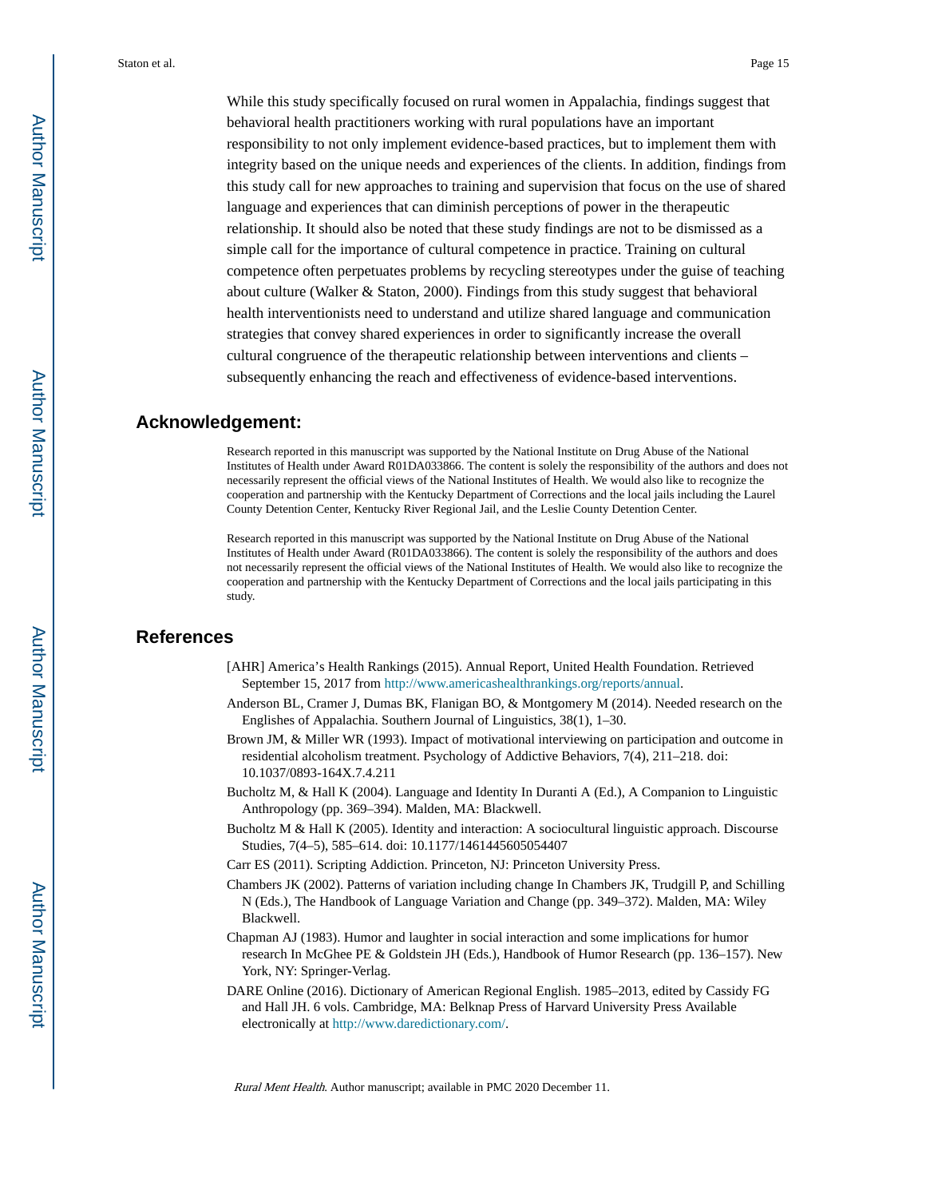While this study specifically focused on rural women in Appalachia, findings suggest that behavioral health practitioners working with rural populations have an important responsibility to not only implement evidence-based practices, but to implement them with integrity based on the unique needs and experiences of the clients. In addition, findings from this study call for new approaches to training and supervision that focus on the use of shared language and experiences that can diminish perceptions of power in the therapeutic relationship. It should also be noted that these study findings are not to be dismissed as a simple call for the importance of cultural competence in practice. Training on cultural competence often perpetuates problems by recycling stereotypes under the guise of teaching about culture (Walker & Staton, 2000). Findings from this study suggest that behavioral health interventionists need to understand and utilize shared language and communication strategies that convey shared experiences in order to significantly increase the overall cultural congruence of the therapeutic relationship between interventions and clients – subsequently enhancing the reach and effectiveness of evidence-based interventions.

## Acknowledgement:

Research reported in this manuscript was supported by the National Institute on Drug Abuse of the National Institutes of Health under Award R01DA033866. The content is solely the responsibility of the authors and does not necessarily represent the official views of the National Institutes of Health. We would also like to recognize the cooperation and partnership with the Kentucky Department of Corrections and the local jails including the Laurel County Detention Center, Kentucky River Regional Jail, and the Leslie County Detention Center.

Research reported in this manuscript was supported by the National Institute on Drug Abuse of the National Institutes of Health under Award (R01DA033866). The content is solely the responsibility of the authors and does not necessarily represent the official views of the National Institutes of Health. We would also like to recognize the cooperation and partnership with the Kentucky Department of Corrections and the local jails participating in this study.

## References

[AHR] America's Health Rankings (2015). Annual Report, United Health Foundation. Retrieved September 15, 2017 from http://www.americashealthrankings.org/reports/annual.

Anderson BL, Cramer J, Dumas BK, Flanigan BO, & Montgomery M (2014). Needed research on the Englishes of Appalachia. Southern Journal of Linguistics, 38(1), 1–30.

Brown JM, & Miller WR (1993). Impact of motivational interviewing on participation and outcome in residential alcoholism treatment. Psychology of Addictive Behaviors, 7(4), 211–218. doi: 10.1037/0893-164X.7.4.211

Bucholtz M, & Hall K (2004). Language and Identity In Duranti A (Ed.), A Companion to Linguistic Anthropology (pp. 369–394). Malden, MA: Blackwell.

Bucholtz M & Hall K (2005). Identity and interaction: A sociocultural linguistic approach. Discourse Studies, 7(4–5), 585–614. doi: 10.1177/1461445605054407

Carr ES (2011). Scripting Addiction. Princeton, NJ: Princeton University Press.

Chambers JK (2002). Patterns of variation including change In Chambers JK, Trudgill P, and Schilling N (Eds.), The Handbook of Language Variation and Change (pp. 349–372). Malden, MA: Wiley Blackwell.

Chapman AJ (1983). Humor and laughter in social interaction and some implications for humor research In McGhee PE & Goldstein JH (Eds.), Handbook of Humor Research (pp. 136–157). New York, NY: Springer-Verlag.

DARE Online (2016). Dictionary of American Regional English. 1985–2013, edited by Cassidy FG and Hall JH. 6 vols. Cambridge, MA: Belknap Press of Harvard University Press Available electronically at http://www.daredictionary.com/.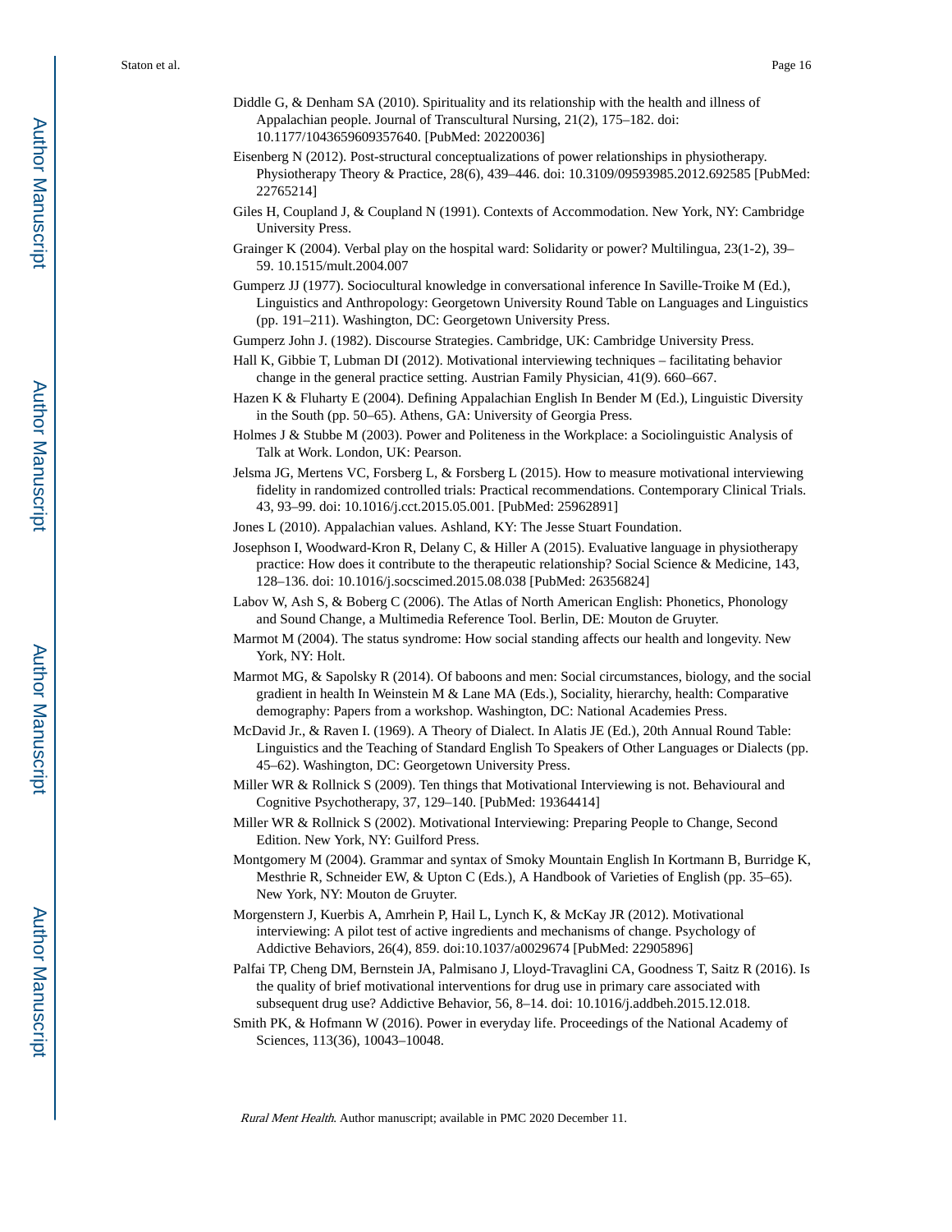Diddle G, & Denham SA (2010). Spirituality and its relationship with the health and illness of Appalachian people. Journal of Transcultural Nursing, 21(2), 175–182. doi: 10.1177/1043659609357640. [PubMed: 20220036]

Eisenberg N (2012). Post-structural conceptualizations of power relationships in physiotherapy. Physiotherapy Theory & Practice, 28(6), 439–446. doi: 10.3109/09593985.2012.692585 [PubMed: 22765214]

Giles H, Coupland J, & Coupland N (1991). Contexts of Accommodation. New York, NY: Cambridge University Press.

Grainger K (2004). Verbal play on the hospital ward: Solidarity or power? Multilingua, 23(1-2), 39–59. 10.1515/mult.2004.007

Gumperz JJ (1977). Sociocultural knowledge in conversational inference In Saville-Troike M (Ed.), Linguistics and Anthropology: Georgetown University Round Table on Languages and Linguistics (pp. 191–211). Washington, DC: Georgetown University Press.

Gumperz John J. (1982). Discourse Strategies. Cambridge, UK: Cambridge University Press.

Hall K, Gibbie T, Lubman DI (2012). Motivational interviewing techniques – facilitating behavior change in the general practice setting. Austrian Family Physician, 41(9). 660–667.

Hazen K & Fluharty E (2004). Defining Appalachian English In Bender M (Ed.), Linguistic Diversity in the South (pp. 50–65). Athens, GA: University of Georgia Press.

Holmes J & Stubbe M (2003). Power and Politeness in the Workplace: a Sociolinguistic Analysis of Talk at Work. London, UK: Pearson.

Jelsma JG, Mertens VC, Forsberg L, & Forsberg L (2015). How to measure motivational interviewing fidelity in randomized controlled trials: Practical recommendations. Contemporary Clinical Trials. 43, 93–99. doi: 10.1016/j.cct.2015.05.001. [PubMed: 25962891]

Jones L (2010). Appalachian values. Ashland, KY: The Jesse Stuart Foundation.

Josephson I, Woodward-Kron R, Delany C, & Hiller A (2015). Evaluative language in physiotherapy practice: How does it contribute to the therapeutic relationship? Social Science & Medicine, 143, 128–136. doi: 10.1016/j.socscimed.2015.08.038 [PubMed: 26356824]

Labov W, Ash S, & Boberg C (2006). The Atlas of North American English: Phonetics, Phonology and Sound Change, a Multimedia Reference Tool. Berlin, DE: Mouton de Gruyter.

Marmot M (2004). The status syndrome: How social standing affects our health and longevity. New York, NY: Holt.

Marmot MG, & Sapolsky R (2014). Of baboons and men: Social circumstances, biology, and the social gradient in health In Weinstein M & Lane MA (Eds.), Sociality, hierarchy, health: Comparative demography: Papers from a workshop. Washington, DC: National Academies Press.

McDavid Jr., & Raven I. (1969). A Theory of Dialect. In Alatis JE (Ed.), 20th Annual Round Table: Linguistics and the Teaching of Standard English To Speakers of Other Languages or Dialects (pp. 45–62). Washington, DC: Georgetown University Press.

Miller WR & Rollnick S (2009). Ten things that Motivational Interviewing is not. Behavioural and Cognitive Psychotherapy, 37, 129–140. [PubMed: 19364414]

Miller WR & Rollnick S (2002). Motivational Interviewing: Preparing People to Change, Second Edition. New York, NY: Guilford Press.

Montgomery M (2004). Grammar and syntax of Smoky Mountain English In Kortmann B, Burridge K, Mesthrie R, Schneider EW, & Upton C (Eds.), A Handbook of Varieties of English (pp. 35–65). New York, NY: Mouton de Gruyter.

Morgenstern J, Kuerbis A, Amrhein P, Hail L, Lynch K, & McKay JR (2012). Motivational interviewing: A pilot test of active ingredients and mechanisms of change. Psychology of Addictive Behaviors, 26(4), 859. doi:10.1037/a0029674 [PubMed: 22905896]

Palfai TP, Cheng DM, Bernstein JA, Palmisano J, Lloyd-Travaglini CA, Goodness T, Saitz R (2016). Is the quality of brief motivational interventions for drug use in primary care associated with subsequent drug use? Addictive Behavior, 56, 8–14. doi: 10.1016/j.addbeh.2015.12.018.

Smith PK, & Hofmann W (2016). Power in everyday life. Proceedings of the National Academy of Sciences, 113(36), 10043–10048.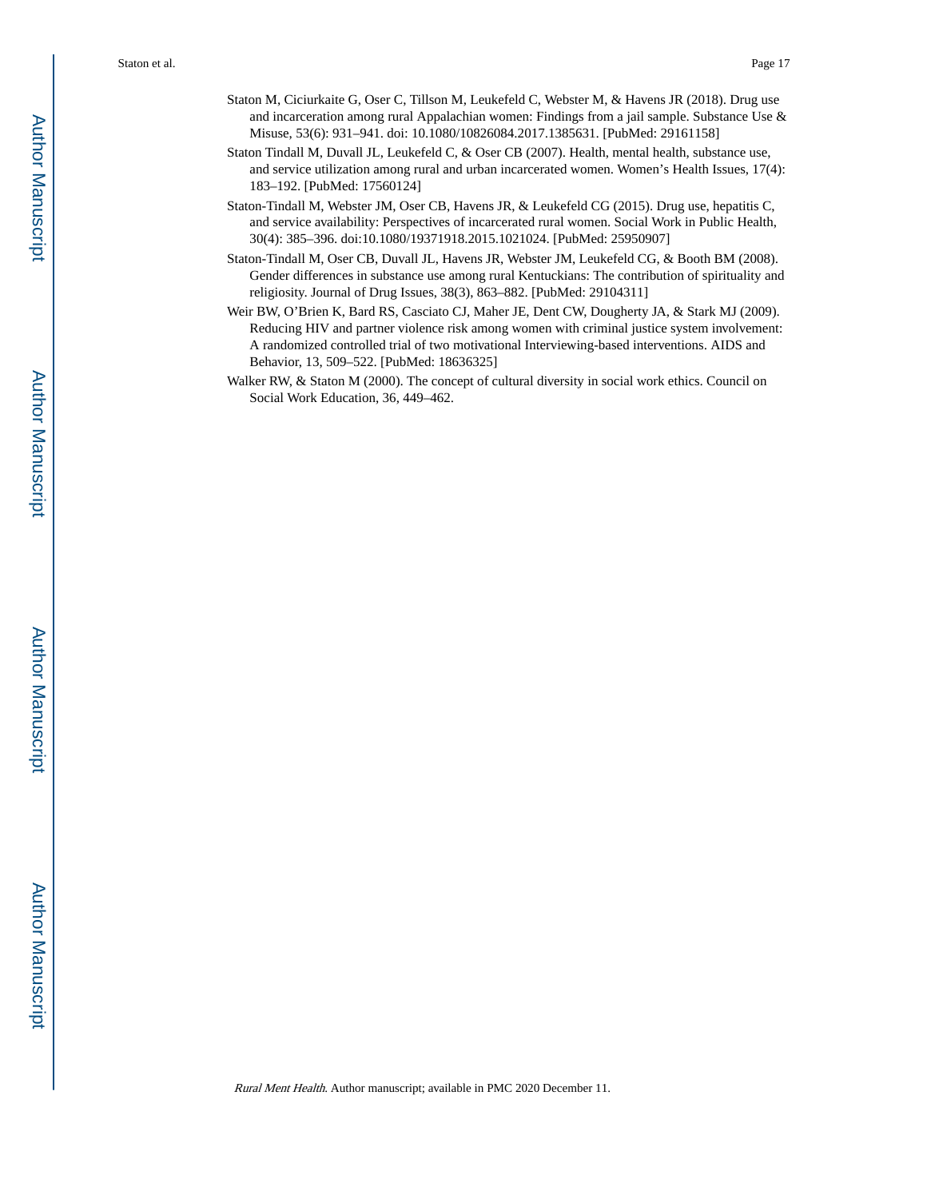Staton M, Ciciurkaite G, Oser C, Tillson M, Leukefeld C, Webster M, & Havens JR (2018). Drug use and incarceration among rural Appalachian women: Findings from a jail sample. Substance Use & Misuse, 53(6): 931–941. doi: 10.1080/10826084.2017.1385631. [PubMed: 29161158]

Staton Tindall M, Duvall JL, Leukefeld C, & Oser CB (2007). Health, mental health, substance use, and service utilization among rural and urban incarcerated women. Women's Health Issues, 17(4): 183–192. [PubMed: 17560124]

Staton-Tindall M, Webster JM, Oser CB, Havens JR, & Leukefeld CG (2015). Drug use, hepatitis C, and service availability: Perspectives of incarcerated rural women. Social Work in Public Health, 30(4): 385–396. doi:10.1080/19371918.2015.1021024. [PubMed: 25950907]

Staton-Tindall M, Oser CB, Duvall JL, Havens JR, Webster JM, Leukefeld CG, & Booth BM (2008). Gender differences in substance use among rural Kentuckians: The contribution of spirituality and religiosity. Journal of Drug Issues, 38(3), 863–882. [PubMed: 29104311]

Weir BW, O'Brien K, Bard RS, Casciato CJ, Maher JE, Dent CW, Dougherty JA, & Stark MJ (2009). Reducing HIV and partner violence risk among women with criminal justice system involvement: A randomized controlled trial of two motivational Interviewing-based interventions. AIDS and Behavior, 13, 509–522. [PubMed: 18636325]

Walker RW, & Staton M (2000). The concept of cultural diversity in social work ethics. Council on Social Work Education, 36, 449–462.